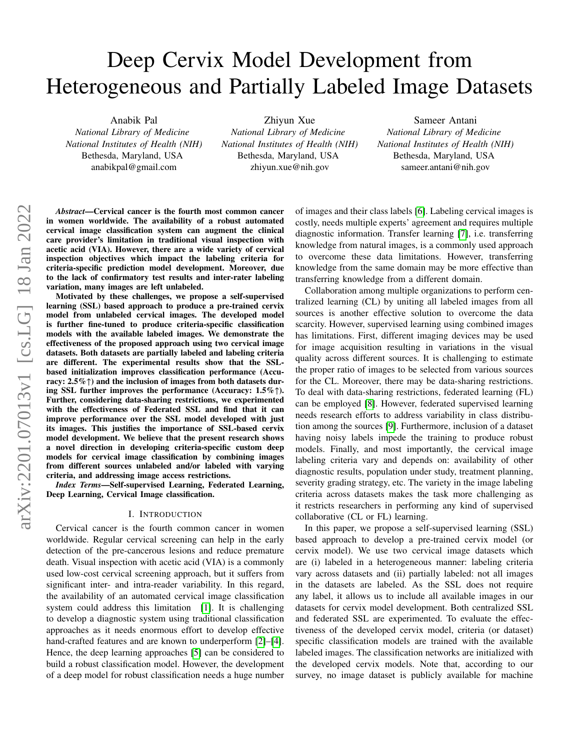# Deep Cervix Model Development from Heterogeneous and Partially Labeled Image Datasets

Anabik Pal
*National Library of Medicine*
*National Institutes of Health (NIH)*
Bethesda, Maryland, USA
anabikpal@gmail.com

Zhiyun Xue
*National Library of Medicine*
*National Institutes of Health (NIH)*
Bethesda, Maryland, USA
zhiyun.xue@nih.gov

Sameer Antani
*National Library of Medicine*
*National Institutes of Health (NIH)*
Bethesda, Maryland, USA
sameer.antani@nih.gov

***Abstract*—Cervical cancer is the fourth most common cancer in women worldwide. The availability of a robust automated cervical image classification system can augment the clinical care provider's limitation in traditional visual inspection with acetic acid (VIA). However, there are a wide variety of cervical inspection objectives which impact the labeling criteria for criteria-specific prediction model development. Moreover, due to the lack of confirmatory test results and inter-rater labeling variation, many images are left unlabeled.**

**Motivated by these challenges, we propose a self-supervised learning (SSL) based approach to produce a pre-trained cervix model from unlabeled cervical images. The developed model is further fine-tuned to produce criteria-specific classification models with the available labeled images. We demonstrate the effectiveness of the proposed approach using two cervical image datasets. Both datasets are partially labeled and labeling criteria are different. The experimental results show that the SSL-based initialization improves classification performance (Accuracy: 2.5%↑) and the inclusion of images from both datasets during SSL further improves the performance (Accuracy: 1.5%↑). Further, considering data-sharing restrictions, we experimented with the effectiveness of Federated SSL and find that it can improve performance over the SSL model developed with just its images. This justifies the importance of SSL-based cervix model development. We believe that the present research shows a novel direction in developing criteria-specific custom deep models for cervical image classification by combining images from different sources unlabeled and/or labeled with varying criteria, and addressing image access restrictions.**

***Index Terms*—Self-supervised Learning, Federated Learning, Deep Learning, Cervical Image classification.**

## I. Introduction

Cervical cancer is the fourth common cancer in women worldwide. Regular cervical screening can help in the early detection of the pre-cancerous lesions and reduce premature death. Visual inspection with acetic acid (VIA) is a commonly used low-cost cervical screening approach, but it suffers from significant inter- and intra-reader variability. In this regard, the availability of an automated cervical image classification system could address this limitation [1]. It is challenging to develop a diagnostic system using traditional classification approaches as it needs enormous effort to develop effective hand-crafted features and are known to underperform [2]–[4]. Hence, the deep learning approaches [5] can be considered to build a robust classification model. However, the development of a deep model for robust classification needs a huge number of images and their class labels [6]. Labeling cervical images is costly, needs multiple experts' agreement and requires multiple diagnostic information. Transfer learning [7], i.e. transferring knowledge from natural images, is a commonly used approach to overcome these data limitations. However, transferring knowledge from the same domain may be more effective than transferring knowledge from a different domain.

Collaboration among multiple organizations to perform centralized learning (CL) by uniting all labeled images from all sources is another effective solution to overcome the data scarcity. However, supervised learning using combined images has limitations. First, different imaging devices may be used for image acquisition resulting in variations in the visual quality across different sources. It is challenging to estimate the proper ratio of images to be selected from various sources for the CL. Moreover, there may be data-sharing restrictions. To deal with data-sharing restrictions, federated learning (FL) can be employed [8]. However, federated supervised learning needs research efforts to address variability in class distribution among the sources [9]. Furthermore, inclusion of a dataset having noisy labels impede the training to produce robust models. Finally, and most importantly, the cervical image labeling criteria vary and depends on: availability of other diagnostic results, population under study, treatment planning, severity grading strategy, etc. The variety in the image labeling criteria across datasets makes the task more challenging as it restricts researchers in performing any kind of supervised collaborative (CL or FL) learning.

In this paper, we propose a self-supervised learning (SSL) based approach to develop a pre-trained cervix model (or cervix model). We use two cervical image datasets which are (i) labeled in a heterogeneous manner: labeling criteria vary across datasets and (ii) partially labeled: not all images in the datasets are labeled. As the SSL does not require any label, it allows us to include all available images in our datasets for cervix model development. Both centralized SSL and federated SSL are experimented. To evaluate the effectiveness of the developed cervix model, criteria (or dataset) specific classification models are trained with the available labeled images. The classification networks are initialized with the developed cervix models. Note that, according to our survey, no image dataset is publicly available for machine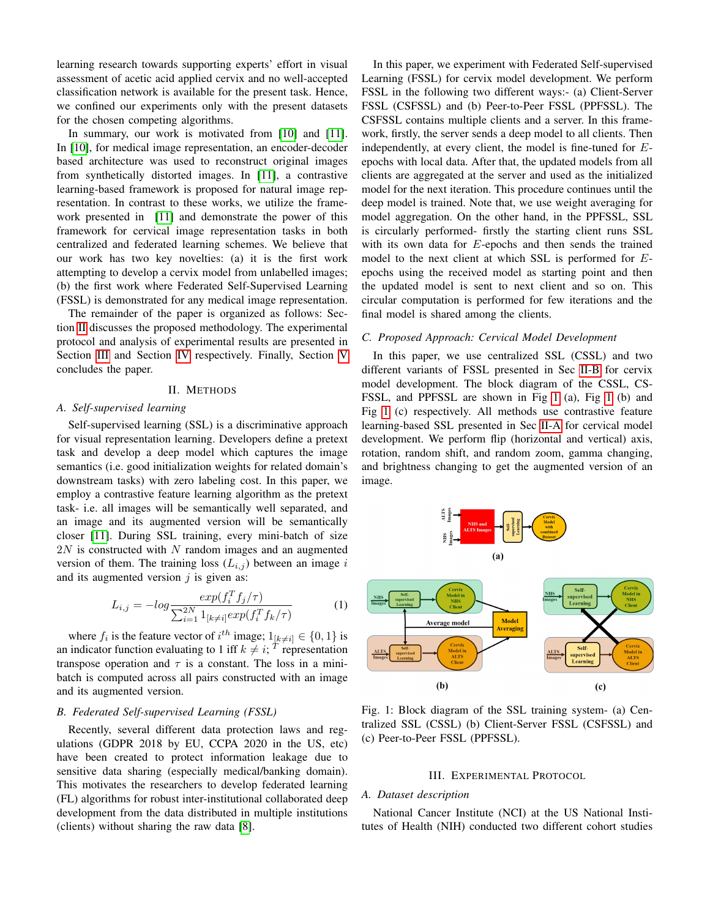learning research towards supporting experts' effort in visual assessment of acetic acid applied cervix and no well-accepted classification network is available for the present task. Hence, we confined our experiments only with the present datasets for the chosen competing algorithms.

In summary, our work is motivated from [10] and [11]. In [10], for medical image representation, an encoder-decoder based architecture was used to reconstruct original images from synthetically distorted images. In [11], a contrastive learning-based framework is proposed for natural image representation. In contrast to these works, we utilize the framework presented in [11] and demonstrate the power of this framework for cervical image representation tasks in both centralized and federated learning schemes. We believe that our work has two key novelties: (a) it is the first work attempting to develop a cervix model from unlabelled images; (b) the first work where Federated Self-Supervised Learning (FSSL) is demonstrated for any medical image representation.

The remainder of the paper is organized as follows: Section II discusses the proposed methodology. The experimental protocol and analysis of experimental results are presented in Section III and Section IV respectively. Finally, Section V concludes the paper.

## II. Methods

### A. Self-supervised learning

Self-supervised learning (SSL) is a discriminative approach for visual representation learning. Developers define a pretext task and develop a deep model which captures the image semantics (i.e. good initialization weights for related domain's downstream tasks) with zero labeling cost. In this paper, we employ a contrastive feature learning algorithm as the pretext task- i.e. all images will be semantically well separated, and an image and its augmented version will be semantically closer [11]. During SSL training, every mini-batch of size $2N$ is constructed with $N$ random images and an augmented version of them. The training loss ($L_{i,j}$) between an image $i$ and its augmented version $j$ is given as:

$$L_{i,j} = -log \frac{exp(f_i^T f_j/\tau)}{\sum_{i=1}^{2N} 1_{[k \neq i]} exp(f_i^T f_k/\tau)} \quad (1)$$

where $f_i$ is the feature vector of $i^{th}$ image; $1_{[k \neq i]} \in \{0, 1\}$ is an indicator function evaluating to 1 iff $k \neq i$; $^T$ representation transpose operation and $\tau$ is a constant. The loss in a mini-batch is computed across all pairs constructed with an image and its augmented version.

### B. Federated Self-supervised Learning (FSSL)

Recently, several different data protection laws and regulations (GDPR 2018 by EU, CCPA 2020 in the US, etc) have been created to protect information leakage due to sensitive data sharing (especially medical/banking domain). This motivates the researchers to develop federated learning (FL) algorithms for robust inter-institutional collaborated deep development from the data distributed in multiple institutions (clients) without sharing the raw data [8].

In this paper, we experiment with Federated Self-supervised Learning (FSSL) for cervix model development. We perform FSSL in the following two different ways:- (a) Client-Server FSSL (CSFSSL) and (b) Peer-to-Peer FSSL (PPFSSL). The CSFSSL contains multiple clients and a server. In this framework, firstly, the server sends a deep model to all clients. Then independently, at every client, the model is fine-tuned for $E$-epochs with local data. After that, the updated models from all clients are aggregated at the server and used as the initialized model for the next iteration. This procedure continues until the deep model is trained. Note that, we use weight averaging for model aggregation. On the other hand, in the PPFSSL, SSL is circularly performed- firstly the starting client runs SSL with its own data for $E$-epochs and then sends the trained model to the next client at which SSL is performed for $E$-epochs using the received model as starting point and then the updated model is sent to next client and so on. This circular computation is performed for few iterations and the final model is shared among the clients.

### C. Proposed Approach: Cervical Model Development

In this paper, we use centralized SSL (CSSL) and two different variants of FSSL presented in Sec II-B for cervix model development. The block diagram of the CSSL, CSFSSL, and PPFSSL are shown in Fig 1 (a), Fig 1 (b) and Fig 1 (c) respectively. All methods use contrastive feature learning-based SSL presented in Sec II-A for cervical model development. We perform flip (horizontal and vertical) axis, rotation, random shift, and random zoom, gamma changing, and brightness changing to get the augmented version of an image.

Fig. 1: Block diagram of the SSL training system- (a) Centralized SSL (CSSL) (b) Client-Server FSSL (CSFSSL) and (c) Peer-to-Peer FSSL (PPFSSL).

## III. Experimental Protocol

### A. Dataset description

National Cancer Institute (NCI) at the US National Institutes of Health (NIH) conducted two different cohort studies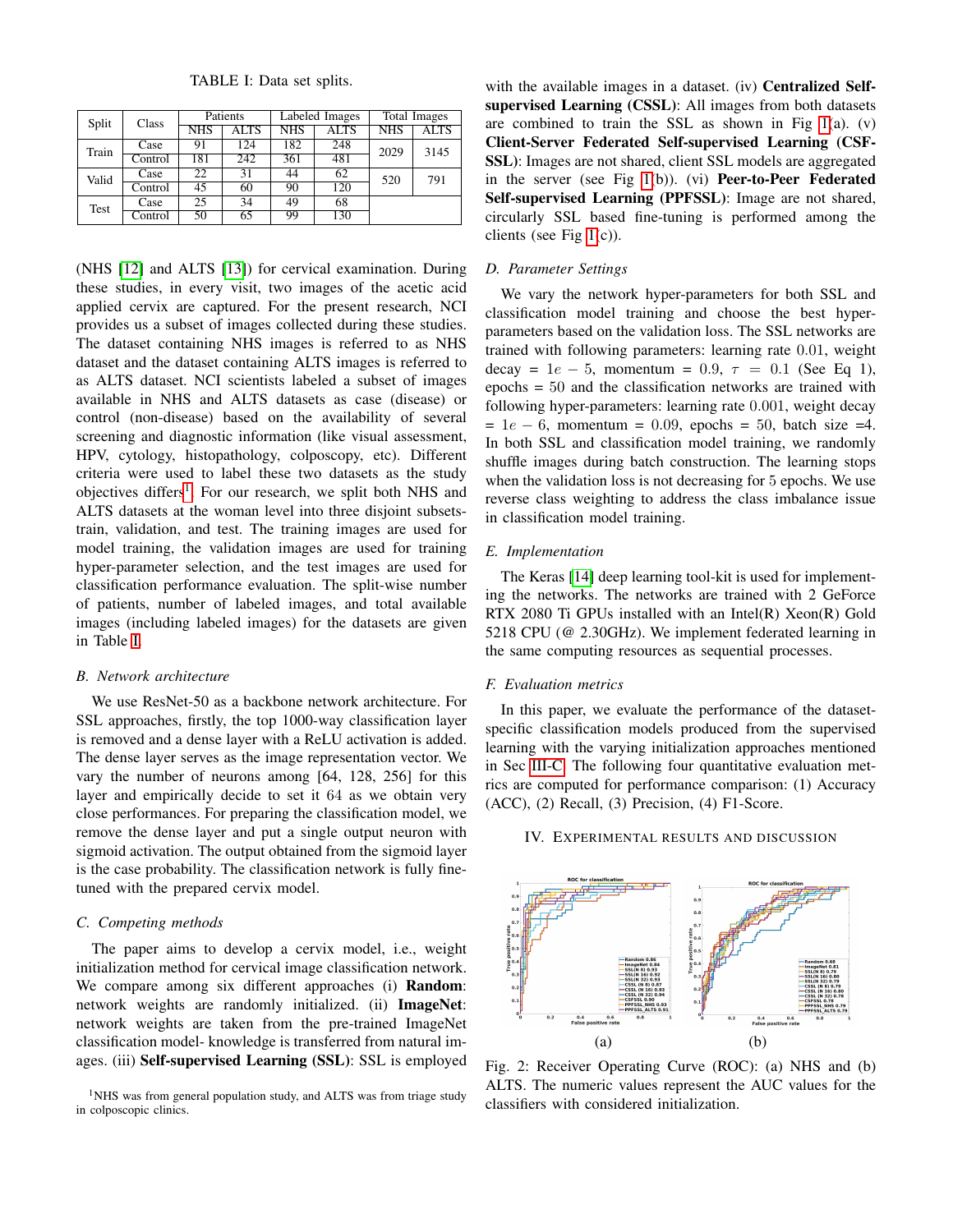TABLE I: Data set splits.

| Split | Class | Patients | | Labeled Images | | Total Images | |
|---|---|---|---|---|---|---|---|
| | | NHS | ALTS | NHS | ALTS | NHS | ALTS |
| Train | Case | 91 | 124 | 182 | 248 | 2029 | 3145 |
| | Control | 181 | 242 | 361 | 481 | | |
| Valid | Case | 22 | 31 | 44 | 62 | 520 | 791 |
| | Control | 45 | 60 | 90 | 120 | | |
| Test | Case | 25 | 34 | 49 | 68 | | |
| | Control | 50 | 65 | 99 | 130 | | |

(NHS [12] and ALTS [13]) for cervical examination. During these studies, in every visit, two images of the acetic acid applied cervix are captured. For the present research, NCI provides us a subset of images collected during these studies. The dataset containing NHS images is referred to as NHS dataset and the dataset containing ALTS images is referred to as ALTS dataset. NCI scientists labeled a subset of images available in NHS and ALTS datasets as case (disease) or control (non-disease) based on the availability of several screening and diagnostic information (like visual assessment, HPV, cytology, histopathology, colposcopy, etc). Different criteria were used to label these two datasets as the study objectives differs[1]. For our research, we split both NHS and ALTS datasets at the woman level into three disjoint subsets- train, validation, and test. The training images are used for model training, the validation images are used for training hyper-parameter selection, and the test images are used for classification performance evaluation. The split-wise number of patients, number of labeled images, and total available images (including labeled images) for the datasets are given in Table I.

### B. Network architecture

We use ResNet-50 as a backbone network architecture. For SSL approaches, firstly, the top 1000-way classification layer is removed and a dense layer with a ReLU activation is added. The dense layer serves as the image representation vector. We vary the number of neurons among [64, 128, 256] for this layer and empirically decide to set it 64 as we obtain very close performances. For preparing the classification model, we remove the dense layer and put a single output neuron with sigmoid activation. The output obtained from the sigmoid layer is the case probability. The classification network is fully fine-tuned with the prepared cervix model.

### C. Competing methods

The paper aims to develop a cervix model, i.e., weight initialization method for cervical image classification network. We compare among six different approaches (i) **Random**: network weights are randomly initialized. (ii) **ImageNet**: network weights are taken from the pre-trained ImageNet classification model- knowledge is transferred from natural images. (iii) **Self-supervised Learning (SSL)**: SSL is employed with the available images in a dataset. (iv) **Centralized Self-supervised Learning (CSSL)**: All images from both datasets are combined to train the SSL as shown in Fig 1(a). (v) **Client-Server Federated Self-supervised Learning (CSF-SSL)**: Images are not shared, client SSL models are aggregated in the server (see Fig 1(b)). (vi) **Peer-to-Peer Federated Self-supervised Learning (PPFSSL)**: Image are not shared, circularly SSL based fine-tuning is performed among the clients (see Fig 1(c)).

[1]NHS was from general population study, and ALTS was from triage study in colposcopic clinics.

### D. Parameter Settings

We vary the network hyper-parameters for both SSL and classification model training and choose the best hyper-parameters based on the validation loss. The SSL networks are trained with following parameters: learning rate $0.01$, weight decay = $1e-5$, momentum = $0.9$, $\tau = 0.1$ (See Eq 1), epochs = 50 and the classification networks are trained with following hyper-parameters: learning rate $0.001$, weight decay = $1e-6$, momentum = $0.09$, epochs = 50, batch size =4. In both SSL and classification model training, we randomly shuffle images during batch construction. The learning stops when the validation loss is not decreasing for 5 epochs. We use reverse class weighting to address the class imbalance issue in classification model training.

### E. Implementation

The Keras [14] deep learning tool-kit is used for implementing the networks. The networks are trained with 2 GeForce RTX 2080 Ti GPUs installed with an Intel(R) Xeon(R) Gold 5218 CPU (@ 2.30GHz). We implement federated learning in the same computing resources as sequential processes.

### F. Evaluation metrics

In this paper, we evaluate the performance of the dataset-specific classification models produced from the supervised learning with the varying initialization approaches mentioned in Sec III-C. The following four quantitative evaluation metrics are computed for performance comparison: (1) Accuracy (ACC), (2) Recall, (3) Precision, (4) F1-Score.

## IV. Experimental results and discussion

(a) (b)

Fig. 2: Receiver Operating Curve (ROC): (a) NHS and (b) ALTS. The numeric values represent the AUC values for the classifiers with considered initialization.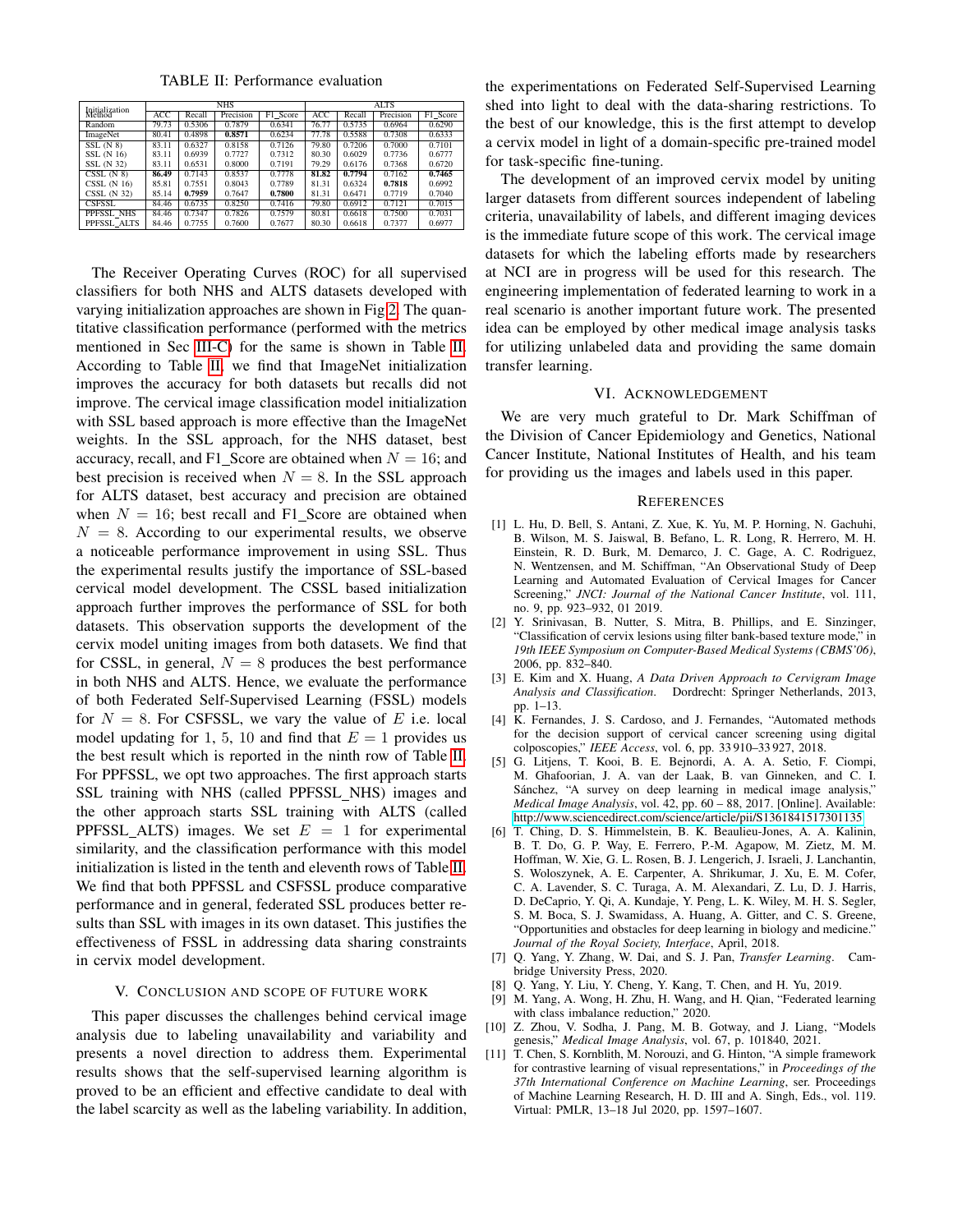TABLE II: Performance evaluation

| Initialization Method | NHS | | | | ALTS | | | |
|---|---|---|---|---|---|---|---|---|
| | ACC | Recall | Precision | F1_Score | ACC | Recall | Precision | F1_Score |
| Random | 79.73 | 0.5306 | 0.7879 | 0.6341 | 76.77 | 0.5735 | 0.6964 | 0.6290 |
| ImageNet | 80.41 | 0.4898 | **0.8571** | 0.6234 | 77.78 | 0.5588 | 0.7308 | 0.6333 |
| SSL (N 8) | 83.11 | 0.6327 | 0.8158 | 0.7126 | 79.80 | 0.7206 | 0.7000 | 0.7101 |
| SSL (N 16) | 83.11 | 0.6939 | 0.7727 | 0.7312 | 80.30 | 0.6029 | 0.7736 | 0.6777 |
| SSL (N 32) | 83.11 | 0.6531 | 0.8000 | 0.7191 | 79.29 | 0.6176 | 0.7368 | 0.6720 |
| CSSL (N 8) | **86.49** | 0.7143 | 0.8537 | 0.7778 | **81.82** | **0.7794** | 0.7162 | **0.7465** |
| CSSL (N 16) | 85.81 | 0.7551 | 0.8043 | 0.7789 | 81.31 | 0.6324 | **0.7818** | 0.6992 |
| CSSL (N 32) | 85.14 | **0.7959** | 0.7647 | **0.7800** | 81.31 | 0.6471 | 0.7719 | 0.7040 |
| CSFSSL | 84.46 | 0.6735 | 0.8250 | 0.7416 | 79.80 | 0.6912 | 0.7121 | 0.7015 |
| PPFSSL_NHS | 84.46 | 0.7347 | 0.7826 | 0.7579 | 80.81 | 0.6618 | 0.7500 | 0.7031 |
| PPFSSL_ALTS | 84.46 | 0.7755 | 0.7600 | 0.7677 | 80.30 | 0.6618 | 0.7377 | 0.6977 |

The Receiver Operating Curves (ROC) for all supervised classifiers for both NHS and ALTS datasets developed with varying initialization approaches are shown in Fig 2. The quantitative classification performance (performed with the metrics mentioned in Sec III-C) for the same is shown in Table II. According to Table II, we find that ImageNet initialization improves the accuracy for both datasets but recalls did not improve. The cervical image classification model initialization with SSL based approach is more effective than the ImageNet weights. In the SSL approach, for the NHS dataset, best accuracy, recall, and F1_Score are obtained when $N = 16$; and best precision is received when $N = 8$. In the SSL approach for ALTS dataset, best accuracy and precision are obtained when $N = 16$; best recall and F1_Score are obtained when $N = 8$. According to our experimental results, we observe a noticeable performance improvement in using SSL. Thus the experimental results justify the importance of SSL-based cervical model development. The CSSL based initialization approach further improves the performance of SSL for both datasets. This observation supports the development of the cervix model uniting images from both datasets. We find that for CSSL, in general, $N = 8$ produces the best performance in both NHS and ALTS. Hence, we evaluate the performance of both Federated Self-Supervised Learning (FSSL) models for $N = 8$. For CSFSSL, we vary the value of $E$ i.e. local model updating for 1, 5, 10 and find that $E = 1$ provides us the best result which is reported in the ninth row of Table II. For PPFSSL, we opt two approaches. The first approach starts SSL training with NHS (called PPFSSL_NHS) images and the other approach starts SSL training with ALTS (called PPFSSL_ALTS) images. We set $E = 1$ for experimental similarity, and the classification performance with this model initialization is listed in the tenth and eleventh rows of Table II. We find that both PPFSSL and CSFSSL produce comparative performance and in general, federated SSL produces better results than SSL with images in its own dataset. This justifies the effectiveness of FSSL in addressing data sharing constraints in cervix model development.

## V. Conclusion and Scope of Future Work

This paper discusses the challenges behind cervical image analysis due to labeling unavailability and variability and presents a novel direction to address them. Experimental results shows that the self-supervised learning algorithm is proved to be an efficient and effective candidate to deal with the label scarcity as well as the labeling variability. In addition, the experimentations on Federated Self-Supervised Learning shed into light to deal with the data-sharing restrictions. To the best of our knowledge, this is the first attempt to develop a cervix model in light of a domain-specific pre-trained model for task-specific fine-tuning.

The development of an improved cervix model by uniting larger datasets from different sources independent of labeling criteria, unavailability of labels, and different imaging devices is the immediate future scope of this work. The cervical image datasets for which the labeling efforts made by researchers at NCI are in progress will be used for this research. The engineering implementation of federated learning to work in a real scenario is another important future work. The presented idea can be employed by other medical image analysis tasks for utilizing unlabeled data and providing the same domain transfer learning.

## VI. Acknowledgement

We are very much grateful to Dr. Mark Schiffman of the Division of Cancer Epidemiology and Genetics, National Cancer Institute, National Institutes of Health, and his team for providing us the images and labels used in this paper.

## References

[1] L. Hu, D. Bell, S. Antani, Z. Xue, K. Yu, M. P. Horning, N. Gachuhi, B. Wilson, M. S. Jaiswal, B. Befano, L. R. Long, R. Herrero, M. H. Einstein, R. D. Burk, M. Demarco, J. C. Gage, A. C. Rodriguez, N. Wentzensen, and M. Schiffman, "An Observational Study of Deep Learning and Automated Evaluation of Cervical Images for Cancer Screening," *JNCI: Journal of the National Cancer Institute*, vol. 111, no. 9, pp. 923–932, 01 2019.

[2] Y. Srinivasan, B. Nutter, S. Mitra, B. Phillips, and E. Sinzinger, "Classification of cervix lesions using filter bank-based texture mode," in *19th IEEE Symposium on Computer-Based Medical Systems (CBMS'06)*, 2006, pp. 832–840.

[3] E. Kim and X. Huang, *A Data Driven Approach to Cervigram Image Analysis and Classification*. Dordrecht: Springer Netherlands, 2013, pp. 1–13.

[4] K. Fernandes, J. S. Cardoso, and J. Fernandes, "Automated methods for the decision support of cervical cancer screening using digital colposcopies," *IEEE Access*, vol. 6, pp. 33 910–33 927, 2018.

[5] G. Litjens, T. Kooi, B. E. Bejnordi, A. A. A. Setio, F. Ciompi, M. Ghafoorian, J. A. van der Laak, B. van Ginneken, and C. I. Sánchez, "A survey on deep learning in medical image analysis," *Medical Image Analysis*, vol. 42, pp. 60 – 88, 2017. [Online]. Available: http://www.sciencedirect.com/science/article/pii/S1361841517301135

[6] T. Ching, D. S. Himmelstein, B. K. Beaulieu-Jones, A. A. Kalinin, B. T. Do, G. P. Way, E. Ferrero, P.-M. Agapow, M. Zietz, M. M. Hoffman, W. Xie, G. L. Rosen, B. J. Lengerich, J. Israeli, J. Lanchantin, S. Woloszynek, A. E. Carpenter, A. Shrikumar, J. Xu, E. M. Cofer, C. A. Lavender, S. C. Turaga, A. M. Alexandari, Z. Lu, D. J. Harris, D. DeCaprio, Y. Qi, A. Kundaje, Y. Peng, L. K. Wiley, M. H. S. Segler, S. M. Boca, S. J. Swamidass, A. Huang, A. Gitter, and C. S. Greene, "Opportunities and obstacles for deep learning in biology and medicine." *Journal of the Royal Society, Interface*, April, 2018.

[7] Q. Yang, Y. Zhang, W. Dai, and S. J. Pan, *Transfer Learning*. Cambridge University Press, 2020.

[8] Q. Yang, Y. Liu, Y. Cheng, Y. Kang, T. Chen, and H. Yu, 2019.

[9] M. Yang, A. Wong, H. Zhu, H. Wang, and H. Qian, "Federated learning with class imbalance reduction," 2020.

[10] Z. Zhou, V. Sodha, J. Pang, M. B. Gotway, and J. Liang, "Models genesis," *Medical Image Analysis*, vol. 67, p. 101840, 2021.

[11] T. Chen, S. Kornblith, M. Norouzi, and G. Hinton, "A simple framework for contrastive learning of visual representations," in *Proceedings of the 37th International Conference on Machine Learning*, ser. Proceedings of Machine Learning Research, H. D. III and A. Singh, Eds., vol. 119. Virtual: PMLR, 13–18 Jul 2020, pp. 1597–1607.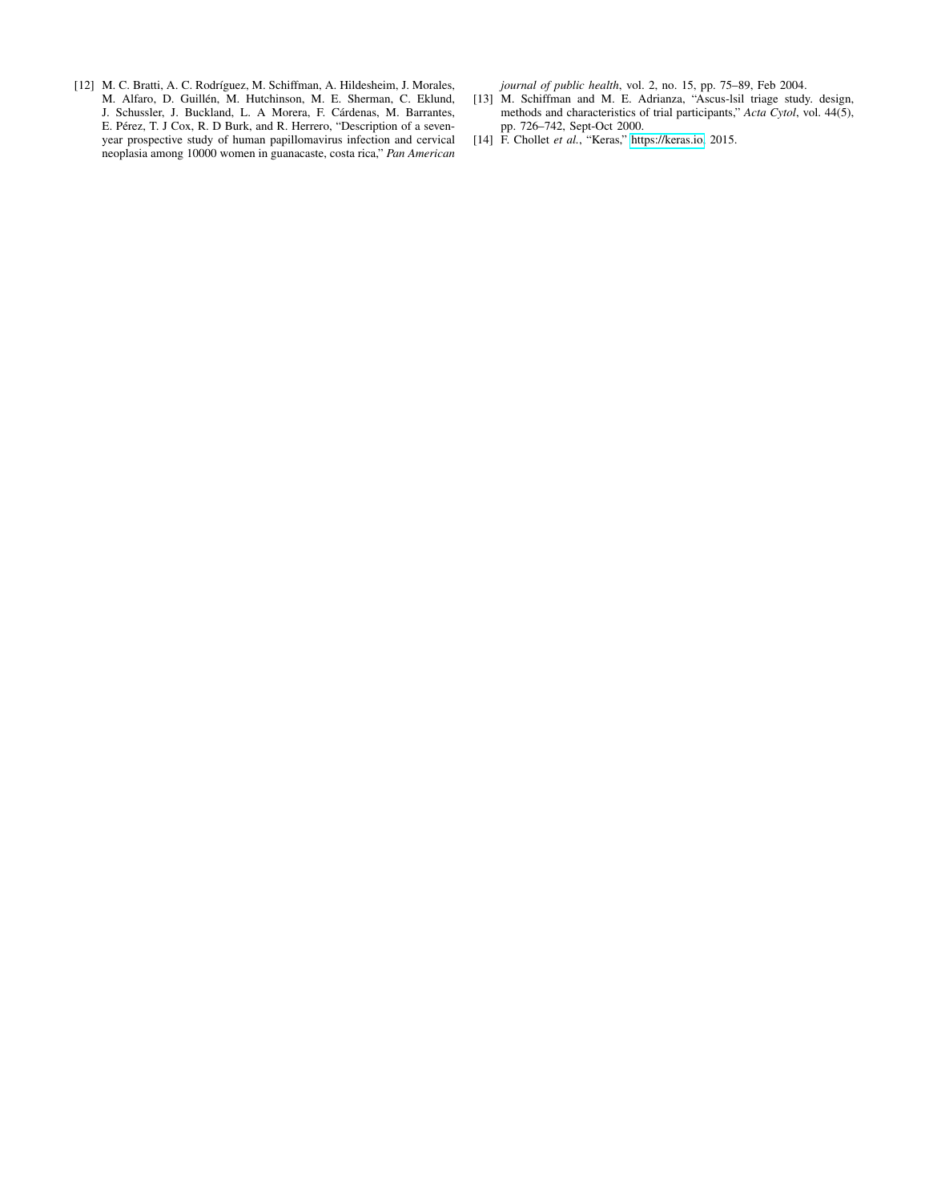[12] M. C. Bratti, A. C. Rodríguez, M. Schiffman, A. Hildesheim, J. Morales, M. Alfaro, D. Guillén, M. Hutchinson, M. E. Sherman, C. Eklund, J. Schussler, J. Buckland, L. A Morera, F. Cárdenas, M. Barrantes, E. Pérez, T. J Cox, R. D Burk, and R. Herrero, "Description of a seven-year prospective study of human papillomavirus infection and cervical neoplasia among 10000 women in guanacaste, costa rica," *Pan American journal of public health*, vol. 2, no. 15, pp. 75–89, Feb 2004.

[13] M. Schiffman and M. E. Adrianza, "Ascus-lsil triage study. design, methods and characteristics of trial participants," *Acta Cytol*, vol. 44(5), pp. 726–742, Sept-Oct 2000.

[14] F. Chollet *et al.*, "Keras," https://keras.io, 2015.